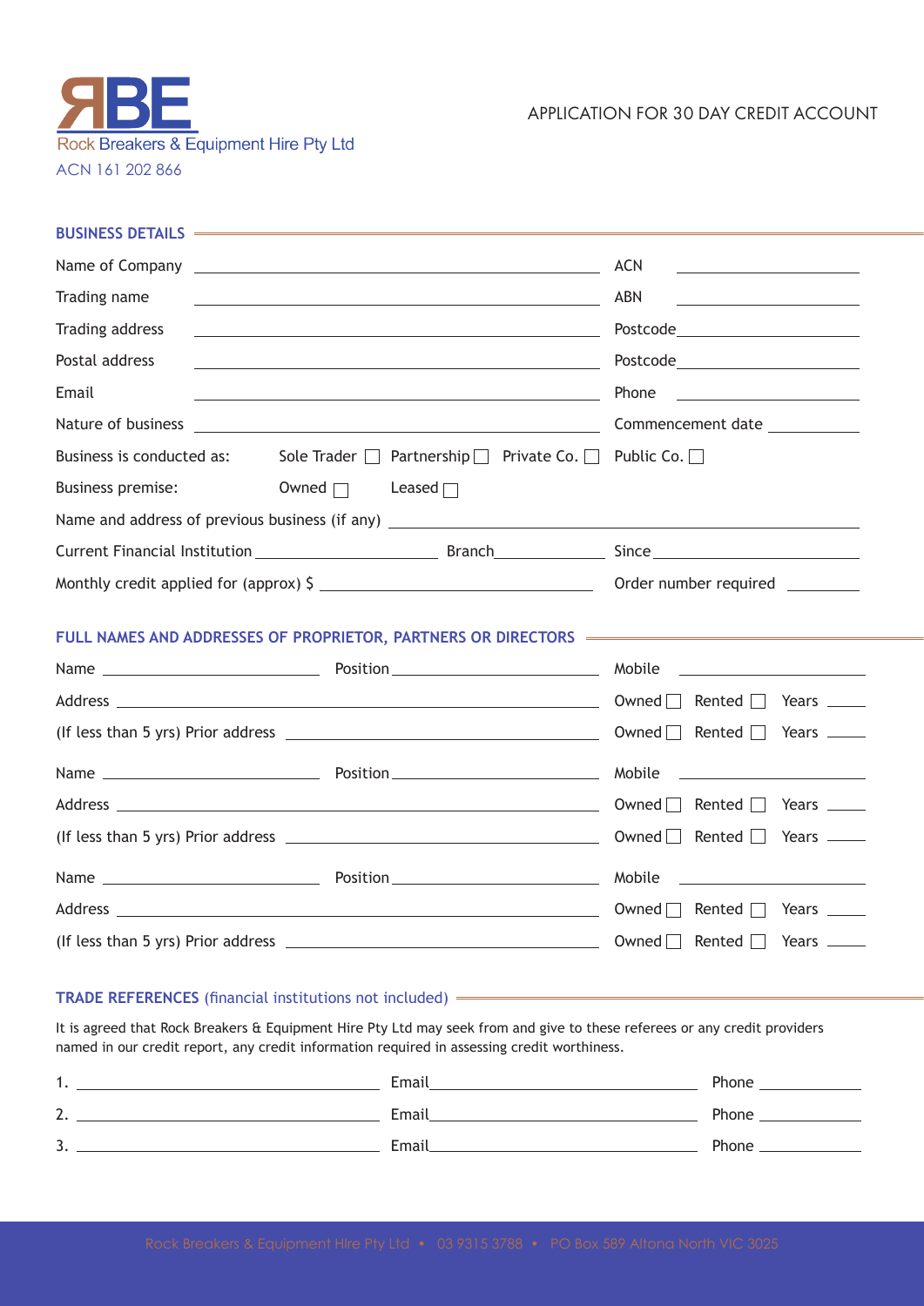RBE

Rock Breakers & Equipment Hire Pty Ltd

ACN 161 202 866

# APPLICATION FOR 30 DAY CREDIT ACCOUNT

## BUSINESS DETAILS

Name of Company ______________________ ACN ______________

Trading name ______________________ ABN ______________

Trading address ______________________ Postcode ______________

Postal address ______________________ Postcode ______________

Email ______________________ Phone ______________

Nature of business ______________________ Commencement date ______________

Business is conducted as: Sole Trader ☐ Partnership ☐ Private Co. ☐ Public Co. ☐

Business premise: Owned ☐ Leased ☐

Name and address of previous business (if any) ______________________

Current Financial Institution ______________ Branch ______________ Since ______________

Monthly credit applied for (approx) $ ______________ Order number required ______________

## FULL NAMES AND ADDRESSES OF PROPRIETOR, PARTNERS OR DIRECTORS

Name ______________ Position ______________ Mobile ______________

Address ______________________ Owned ☐ Rented ☐ Years ______

(If less than 5 yrs) Prior address ______________________ Owned ☐ Rented ☐ Years ______

Name ______________ Position ______________ Mobile ______________

Address ______________________ Owned ☐ Rented ☐ Years ______

(If less than 5 yrs) Prior address ______________________ Owned ☐ Rented ☐ Years ______

Name ______________ Position ______________ Mobile ______________

Address ______________________ Owned ☐ Rented ☐ Years ______

(If less than 5 yrs) Prior address ______________________ Owned ☐ Rented ☐ Years ______

## TRADE REFERENCES (financial institutions not included)

It is agreed that Rock Breakers & Equipment Hire Pty Ltd may seek from and give to these referees or any credit providers named in our credit report, any credit information required in assessing credit worthiness.

1. ______________ Email ______________ Phone ______________
2. ______________ Email ______________ Phone ______________
3. ______________ Email ______________ Phone ______________

Rock Breakers & Equipment Hire Pty Ltd • 03 9315 3788 • PO Box 589 Altona North VIC 3025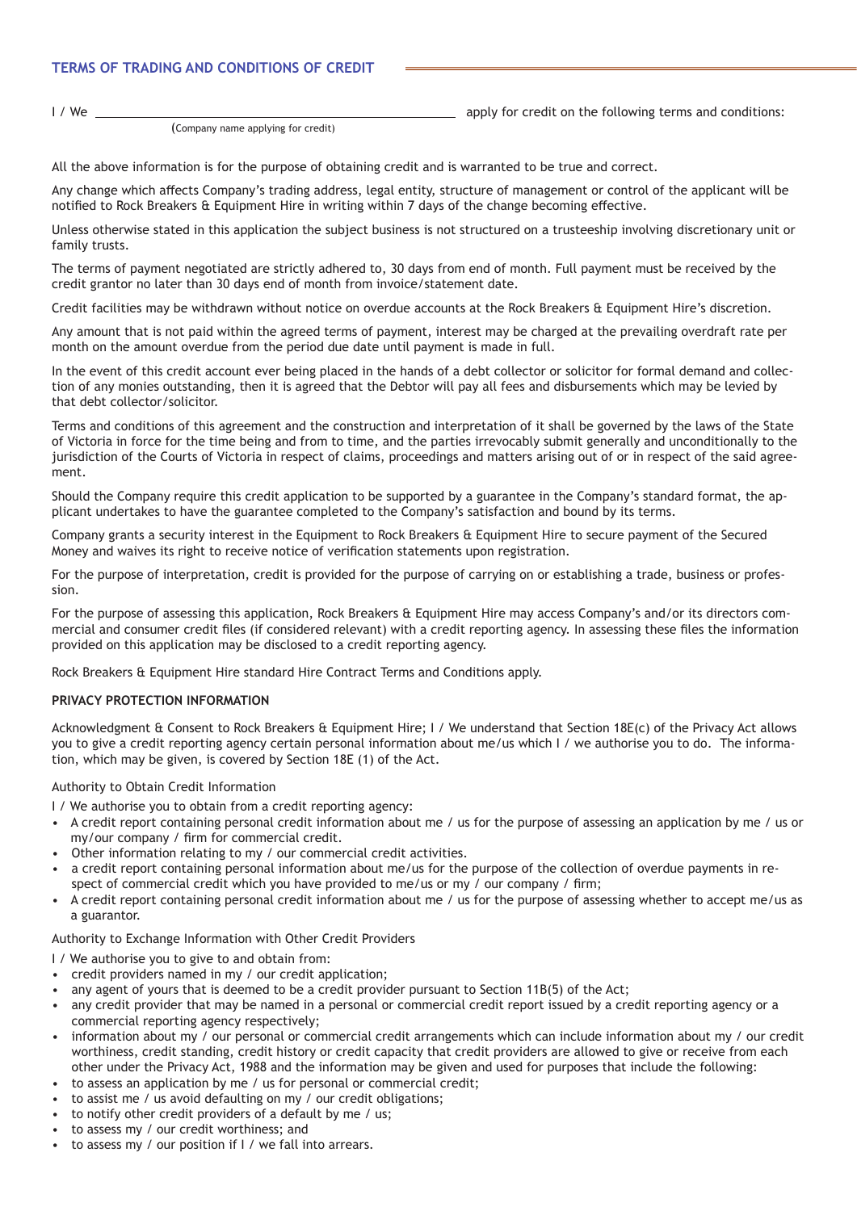## TERMS OF TRADING AND CONDITIONS OF CREDIT

I / We ______________________________ apply for credit on the following terms and conditions:
(Company name applying for credit)

All the above information is for the purpose of obtaining credit and is warranted to be true and correct.

Any change which affects Company's trading address, legal entity, structure of management or control of the applicant will be notified to Rock Breakers & Equipment Hire in writing within 7 days of the change becoming effective.

Unless otherwise stated in this application the subject business is not structured on a trusteeship involving discretionary unit or family trusts.

The terms of payment negotiated are strictly adhered to, 30 days from end of month. Full payment must be received by the credit grantor no later than 30 days end of month from invoice/statement date.

Credit facilities may be withdrawn without notice on overdue accounts at the Rock Breakers & Equipment Hire's discretion.

Any amount that is not paid within the agreed terms of payment, interest may be charged at the prevailing overdraft rate per month on the amount overdue from the period due date until payment is made in full.

In the event of this credit account ever being placed in the hands of a debt collector or solicitor for formal demand and collection of any monies outstanding, then it is agreed that the Debtor will pay all fees and disbursements which may be levied by that debt collector/solicitor.

Terms and conditions of this agreement and the construction and interpretation of it shall be governed by the laws of the State of Victoria in force for the time being and from to time, and the parties irrevocably submit generally and unconditionally to the jurisdiction of the Courts of Victoria in respect of claims, proceedings and matters arising out of or in respect of the said agreement.

Should the Company require this credit application to be supported by a guarantee in the Company's standard format, the applicant undertakes to have the guarantee completed to the Company's satisfaction and bound by its terms.

Company grants a security interest in the Equipment to Rock Breakers & Equipment Hire to secure payment of the Secured Money and waives its right to receive notice of verification statements upon registration.

For the purpose of interpretation, credit is provided for the purpose of carrying on or establishing a trade, business or profession.

For the purpose of assessing this application, Rock Breakers & Equipment Hire may access Company's and/or its directors commercial and consumer credit files (if considered relevant) with a credit reporting agency. In assessing these files the information provided on this application may be disclosed to a credit reporting agency.

Rock Breakers & Equipment Hire standard Hire Contract Terms and Conditions apply.

**PRIVACY PROTECTION INFORMATION**

Acknowledgment & Consent to Rock Breakers & Equipment Hire; I / We understand that Section 18E(c) of the Privacy Act allows you to give a credit reporting agency certain personal information about me/us which I / we authorise you to do. The information, which may be given, is covered by Section 18E (1) of the Act.

Authority to Obtain Credit Information

I / We authorise you to obtain from a credit reporting agency:

- A credit report containing personal credit information about me / us for the purpose of assessing an application by me / us or my/our company / firm for commercial credit.
- Other information relating to my / our commercial credit activities.
- a credit report containing personal information about me/us for the purpose of the collection of overdue payments in respect of commercial credit which you have provided to me/us or my / our company / firm;
- A credit report containing personal credit information about me / us for the purpose of assessing whether to accept me/us as a guarantor.

Authority to Exchange Information with Other Credit Providers

I / We authorise you to give to and obtain from:

- credit providers named in my / our credit application;
- any agent of yours that is deemed to be a credit provider pursuant to Section 11B(5) of the Act;
- any credit provider that may be named in a personal or commercial credit report issued by a credit reporting agency or a commercial reporting agency respectively;
- information about my / our personal or commercial credit arrangements which can include information about my / our credit worthiness, credit standing, credit history or credit capacity that credit providers are allowed to give or receive from each other under the Privacy Act, 1988 and the information may be given and used for purposes that include the following:
- to assess an application by me / us for personal or commercial credit;
- to assist me / us avoid defaulting on my / our credit obligations;
- to notify other credit providers of a default by me / us;
- to assess my / our credit worthiness; and
- to assess my / our position if I / we fall into arrears.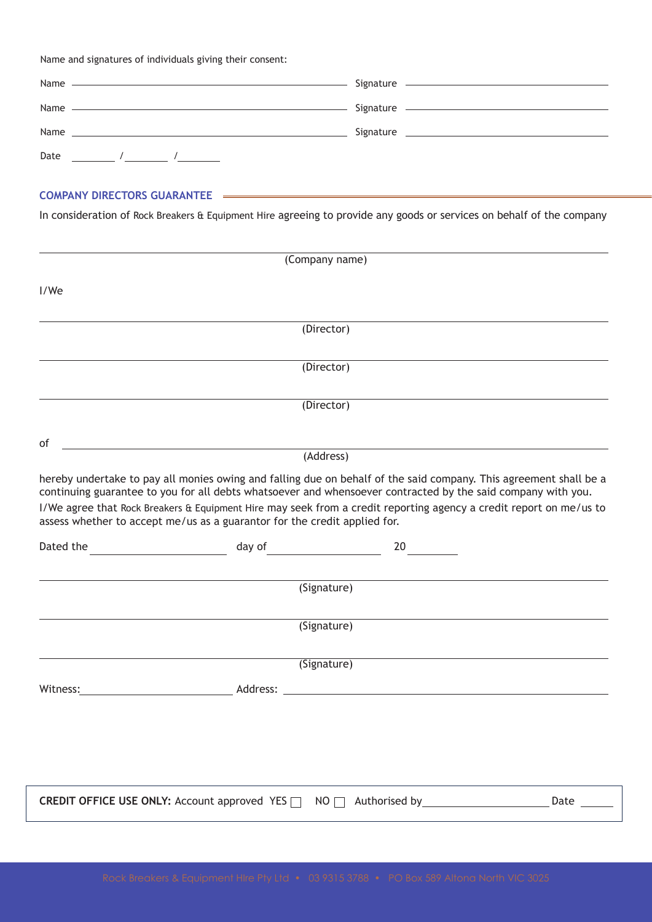Name and signatures of individuals giving their consent:

Name ______________________________ Signature ______________________________

Name ______________________________ Signature ______________________________

Name ______________________________ Signature ______________________________

Date ______ / ______ / ______

## COMPANY DIRECTORS GUARANTEE

In consideration of Rock Breakers & Equipment Hire agreeing to provide any goods or services on behalf of the company

______________________________________________________________
(Company name)

I/We

______________________________________________________________
(Director)

______________________________________________________________
(Director)

______________________________________________________________
(Director)

of ______________________________________________________________
(Address)

hereby undertake to pay all monies owing and falling due on behalf of the said company. This agreement shall be a continuing guarantee to you for all debts whatsoever and whensoever contracted by the said company with you.

I/We agree that Rock Breakers & Equipment Hire may seek from a credit reporting agency a credit report on me/us to assess whether to accept me/us as a guarantor for the credit applied for.

Dated the ______________ day of ______________ 20 ______

______________________________________________________________
(Signature)

______________________________________________________________
(Signature)

______________________________________________________________
(Signature)

Witness: ______________________ Address: ______________________________

**CREDIT OFFICE USE ONLY:** Account approved YES ☐ NO ☐ Authorised by ______________________ Date ______

Rock Breakers & Equipment Hire Pty Ltd • 03 9315 3788 • PO Box 589 Altona North VIC 3025